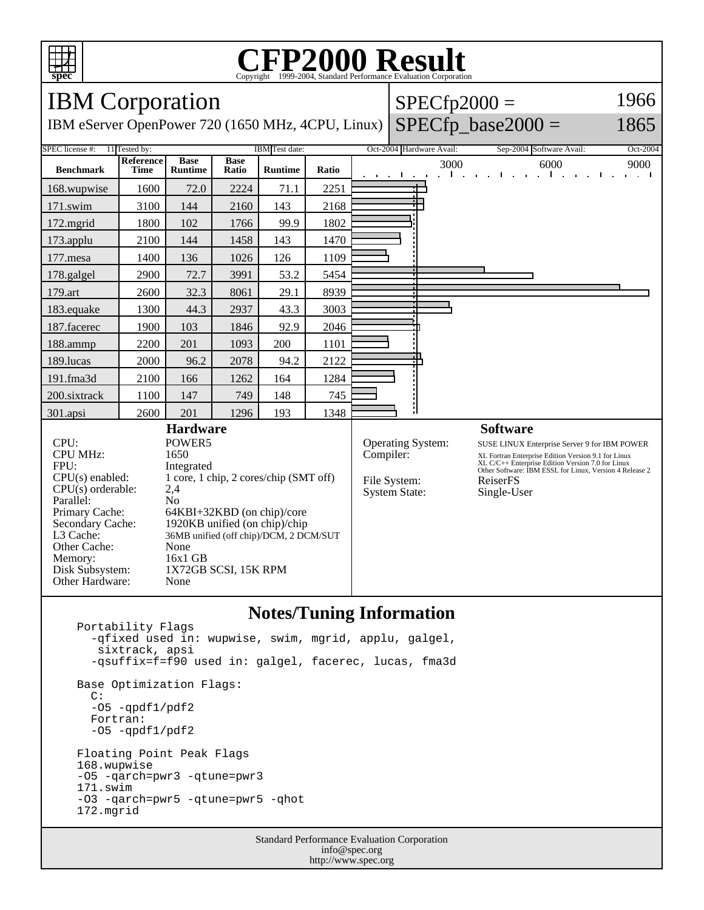# CFP2000 Result

Copyright 1999-2004, Standard Performance Evaluation Corporation

## IBM Corporation

IBM eServer OpenPower 720 (1650 MHz, 4CPU, Linux)

SPECfp2000 = 1966

SPECfp_base2000 = 1865

| SPEC license #: | 11 | Tested by: | IBM | Test date: | Oct-2004 | Hardware Avail: | Sep-2004 | Software Avail: | Oct-2004 |
|---|---|---|---|---|---|---|---|---|---|

| Benchmark | Reference Time | Base Runtime | Base Ratio | Runtime | Ratio |
|---|---|---|---|---|---|
| 168.wupwise | 1600 | 72.0 | 2224 | 71.1 | 2251 |
| 171.swim | 3100 | 144 | 2160 | 143 | 2168 |
| 172.mgrid | 1800 | 102 | 1766 | 99.9 | 1802 |
| 173.applu | 2100 | 144 | 1458 | 143 | 1470 |
| 177.mesa | 1400 | 136 | 1026 | 126 | 1109 |
| 178.galgel | 2900 | 72.7 | 3991 | 53.2 | 5454 |
| 179.art | 2600 | 32.3 | 8061 | 29.1 | 8939 |
| 183.equake | 1300 | 44.3 | 2937 | 43.3 | 3003 |
| 187.facerec | 1900 | 103 | 1846 | 92.9 | 2046 |
| 188.ammp | 2200 | 201 | 1093 | 200 | 1101 |
| 189.lucas | 2000 | 96.2 | 2078 | 94.2 | 2122 |
| 191.fma3d | 2100 | 166 | 1262 | 164 | 1284 |
| 200.sixtrack | 1100 | 147 | 749 | 148 | 745 |
| 301.apsi | 2600 | 201 | 1296 | 193 | 1348 |

### Hardware

| | |
|---|---|
| CPU: | POWER5 |
| CPU MHz: | 1650 |
| FPU: | Integrated |
| CPU(s) enabled: | 1 core, 1 chip, 2 cores/chip (SMT off) |
| CPU(s) orderable: | 2,4 |
| Parallel: | No |
| Primary Cache: | 64KBI+32KBD (on chip)/core |
| Secondary Cache: | 1920KB unified (on chip)/chip |
| L3 Cache: | 36MB unified (off chip)/DCM, 2 DCM/SUT |
| Other Cache: | None |
| Memory: | 16x1 GB |
| Disk Subsystem: | 1X72GB SCSI, 15K RPM |
| Other Hardware: | None |

### Software

| | |
|---|---|
| Operating System: | SUSE LINUX Enterprise Server 9 for IBM POWER |
| Compiler: | XL Fortran Enterprise Edition Version 9.1 for Linux<br>XL C/C++ Enterprise Edition Version 7.0 for Linux<br>Other Software: IBM ESSL for Linux, Version 4 Release 2 |
| File System: | ReiserFS |
| System State: | Single-User |

## Notes/Tuning Information

```
Portability Flags
  -qfixed used in: wupwise, swim, mgrid, applu, galgel,
   sixtrack, apsi
  -qsuffix=f=f90 used in: galgel, facerec, lucas, fma3d

Base Optimization Flags:
  C:
  -O5 -qpdf1/pdf2
  Fortran:
  -O5 -qpdf1/pdf2

Floating Point Peak Flags
168.wupwise
-O5 -qarch=pwr3 -qtune=pwr3
171.swim
-O3 -qarch=pwr5 -qtune=pwr5 -qhot
172.mgrid
```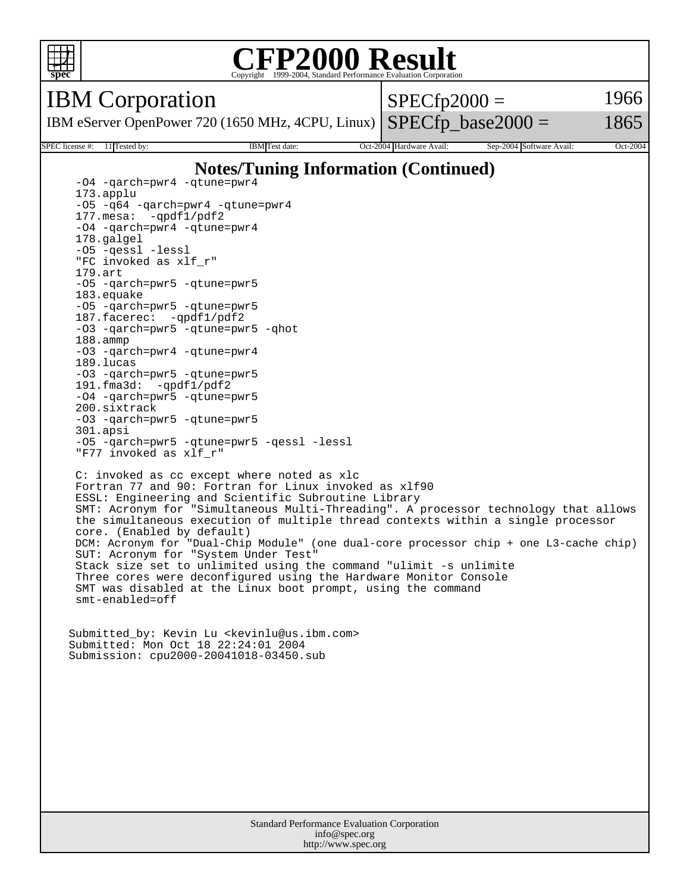# CFP2000 Result

Copyright 1999-2004, Standard Performance Evaluation Corporation

**IBM Corporation**

IBM eServer OpenPower 720 (1650 MHz, 4CPU, Linux)

SPECfp2000 = 1966

SPECfp_base2000 = 1865

| SPEC license #: | 11 | Tested by: | IBM | Test date: | Oct-2004 | Hardware Avail: | Sep-2004 | Software Avail: | Oct-2004 |
|---|---|---|---|---|---|---|---|---|---|

## Notes/Tuning Information (Continued)

```
-O4 -qarch=pwr4 -qtune=pwr4
173.applu
-O5 -q64 -qarch=pwr4 -qtune=pwr4
177.mesa:  -qpdf1/pdf2
-O4 -qarch=pwr4 -qtune=pwr4
178.galgel
-O5 -qessl -lessl
"FC invoked as xlf_r"
179.art
-O5 -qarch=pwr5 -qtune=pwr5
183.equake
-O5 -qarch=pwr5 -qtune=pwr5
187.facerec:  -qpdf1/pdf2
-O3 -qarch=pwr5 -qtune=pwr5 -qhot
188.ammp
-O3 -qarch=pwr4 -qtune=pwr4
189.lucas
-O3 -qarch=pwr5 -qtune=pwr5
191.fma3d:  -qpdf1/pdf2
-O4 -qarch=pwr5 -qtune=pwr5
200.sixtrack
-O3 -qarch=pwr5 -qtune=pwr5
301.apsi
-O5 -qarch=pwr5 -qtune=pwr5 -qessl -lessl
"F77 invoked as xlf_r"

C: invoked as cc except where noted as xlc
Fortran 77 and 90: Fortran for Linux invoked as xlf90
ESSL: Engineering and Scientific Subroutine Library
SMT: Acronym for "Simultaneous Multi-Threading". A processor technology that allows
the simultaneous execution of multiple thread contexts within a single processor
core. (Enabled by default)
DCM: Acronym for "Dual-Chip Module" (one dual-core processor chip + one L3-cache chip)
SUT: Acronym for "System Under Test"
Stack size set to unlimited using the command "ulimit -s unlimite
Three cores were deconfigured using the Hardware Monitor Console
SMT was disabled at the Linux boot prompt, using the command
smt-enabled=off


Submitted_by: Kevin Lu <kevinlu@us.ibm.com>
Submitted: Mon Oct 18 22:24:01 2004
Submission: cpu2000-20041018-03450.sub
```

Standard Performance Evaluation Corporation
info@spec.org
http://www.spec.org